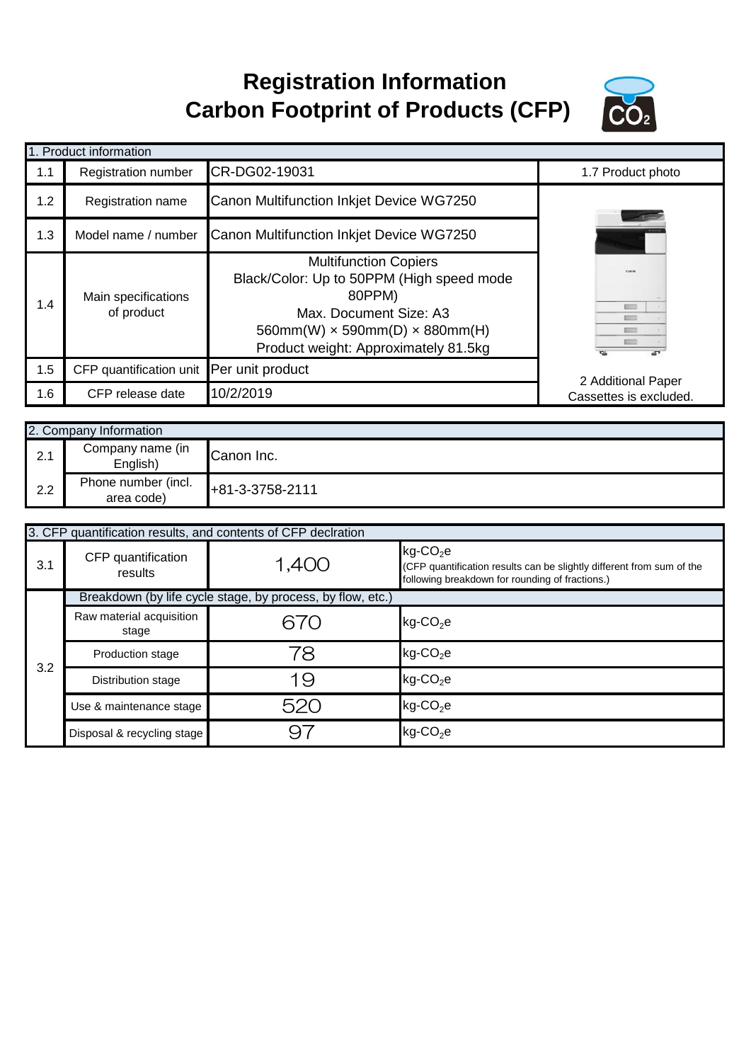# Registration Information
# Carbon Footprint of Products (CFP)

| 1. Product information | | | |
|---|---|---|---|
| 1.1 | Registration number | CR-DG02-19031 | 1.7 Product photo |
| 1.2 | Registration name | Canon Multifunction Inkjet Device WG7250 | |
| 1.3 | Model name / number | Canon Multifunction Inkjet Device WG7250 | |
| 1.4 | Main specifications of product | Multifunction Copiers<br>Black/Color: Up to 50PPM (High speed mode 80PPM)<br>Max. Document Size: A3<br>560mm(W) × 590mm(D) × 880mm(H)<br>Product weight: Approximately 81.5kg | |
| 1.5 | CFP quantification unit | Per unit product | 2 Additional Paper Cassettes is excluded. |
| 1.6 | CFP release date | 10/2/2019 | |

| 2. Company Information | | |
|---|---|---|
| 2.1 | Company name (in English) | Canon Inc. |
| 2.2 | Phone number (incl. area code) | +81-3-3758-2111 |

| 3. CFP quantification results, and contents of CFP declration | | | |
|---|---|---|---|
| 3.1 | CFP quantification results | 1,400 | kg-$CO_2$e<br>(CFP quantification results can be slightly different from sum of the following breakdown for rounding of fractions.) |
| 3.2 | Breakdown (by life cycle stage, by process, by flow, etc.) | | |
| | Raw material acquisition stage | 670 | kg-$CO_2$e |
| | Production stage | 78 | kg-$CO_2$e |
| | Distribution stage | 19 | kg-$CO_2$e |
| | Use & maintenance stage | 520 | kg-$CO_2$e |
| | Disposal & recycling stage | 97 | kg-$CO_2$e |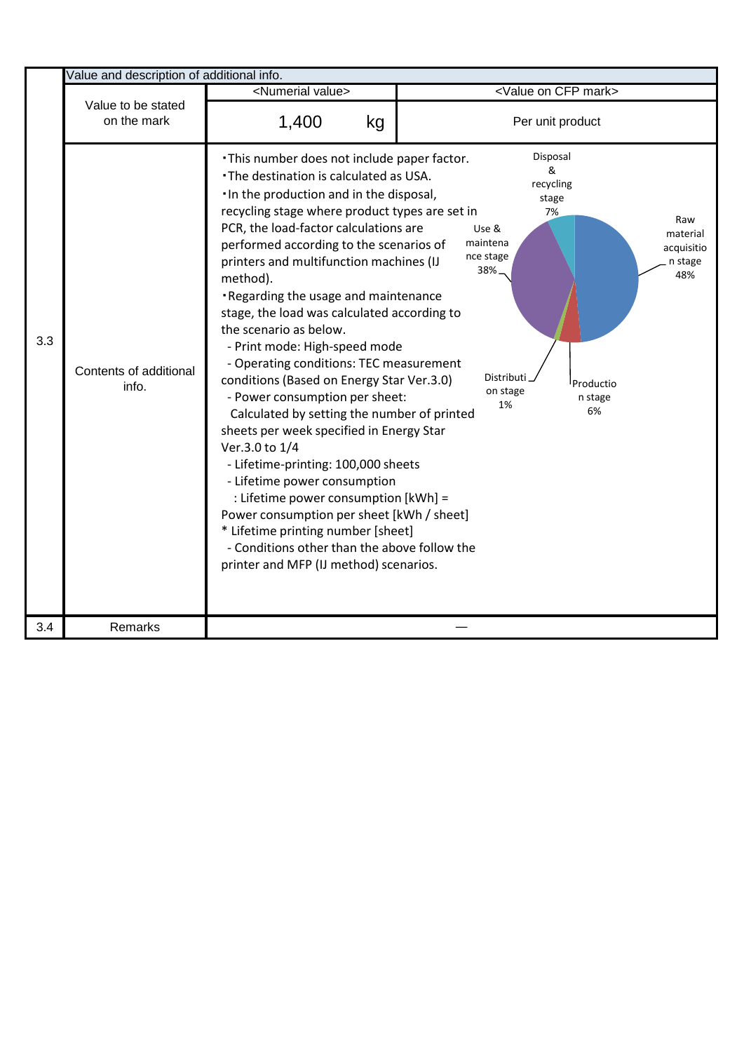| | Value and description of additional info. | | |
|---|---|---|---|
| | Value to be stated on the mark | <Numerial value> | <Value on CFP mark> |
| | | 1,400 kg | Per unit product |
| 3.3 | Contents of additional info. | ・This number does not include paper factor.<br>・The destination is calculated as USA.<br>・In the production and in the disposal, recycling stage where product types are set in PCR, the load-factor calculations are performed according to the scenarios of printers and multifunction machines (IJ method).<br>・Regarding the usage and maintenance stage, the load was calculated according to the scenario as below.<br>- Print mode: High-speed mode<br>- Operating conditions: TEC measurement conditions (Based on Energy Star Ver.3.0)<br>- Power consumption per sheet:<br>Calculated by setting the number of printed sheets per week specified in Energy Star Ver.3.0 to 1/4<br>- Lifetime-printing: 100,000 sheets<br>- Lifetime power consumption<br>: Lifetime power consumption [kWh] = Power consumption per sheet [kWh / sheet] * Lifetime printing number [sheet]<br>- Conditions other than the above follow the printer and MFP (IJ method) scenarios.<br><br>Raw material acquisition stage 48%<br>Production stage 6%<br>Distribution stage 1%<br>Use & maintenance stage 38%<br>Disposal & recycling stage 7% | |
| 3.4 | Remarks | ― | |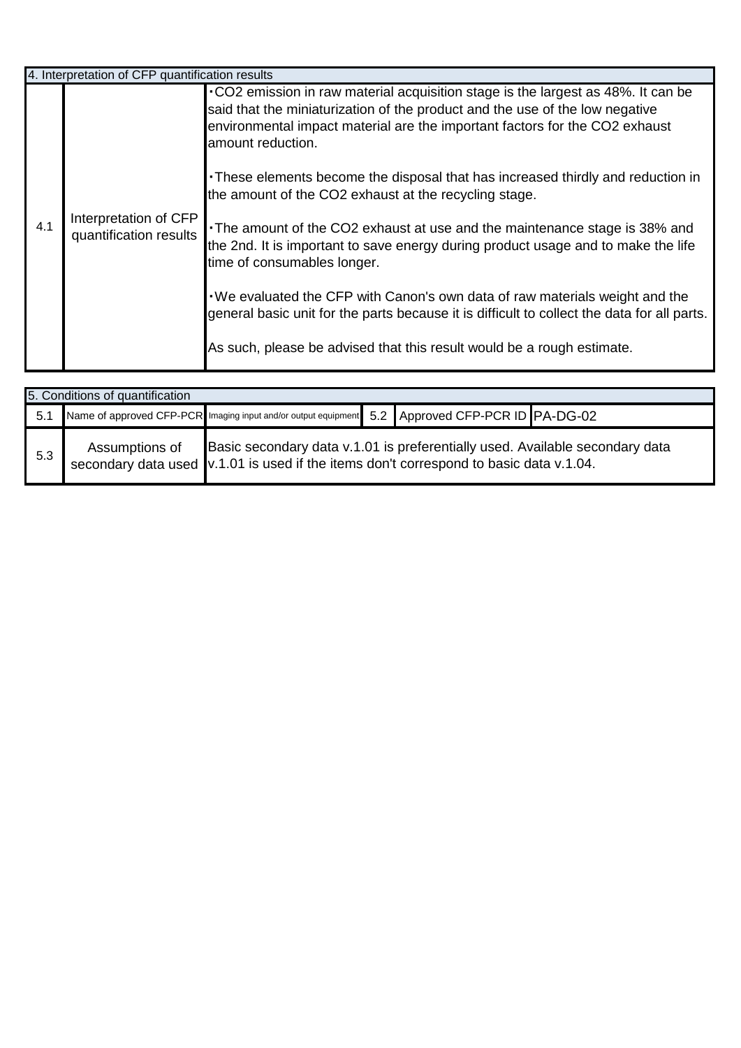| 4. Interpretation of CFP quantification results | | |
| --- | --- | --- |
| 4.1 | Interpretation of CFP quantification results | ・$CO_2$ emission in raw material acquisition stage is the largest as 48%. It can be said that the miniaturization of the product and the use of the low negative environmental impact material are the important factors for the $CO_2$ exhaust amount reduction.<br><br>・These elements become the disposal that has increased thirdly and reduction in the amount of the $CO_2$ exhaust at the recycling stage.<br><br>・The amount of the $CO_2$ exhaust at use and the maintenance stage is 38% and the 2nd. It is important to save energy during product usage and to make the life time of consumables longer.<br><br>・We evaluated the CFP with Canon's own data of raw materials weight and the general basic unit for the parts because it is difficult to collect the data for all parts.<br><br>As such, please be advised that this result would be a rough estimate. |

| 5. Conditions of quantification | | | | | |
| --- | --- | --- | --- | --- | --- |
| 5.1 | Name of approved CFP-PCR | Imaging input and/or output equipment | 5.2 | Approved CFP-PCR ID | PA-DG-02 |
| 5.3 | Assumptions of secondary data used | Basic secondary data v.1.01 is preferentially used. Available secondary data v.1.01 is used if the items don't correspond to basic data v.1.04. | | | |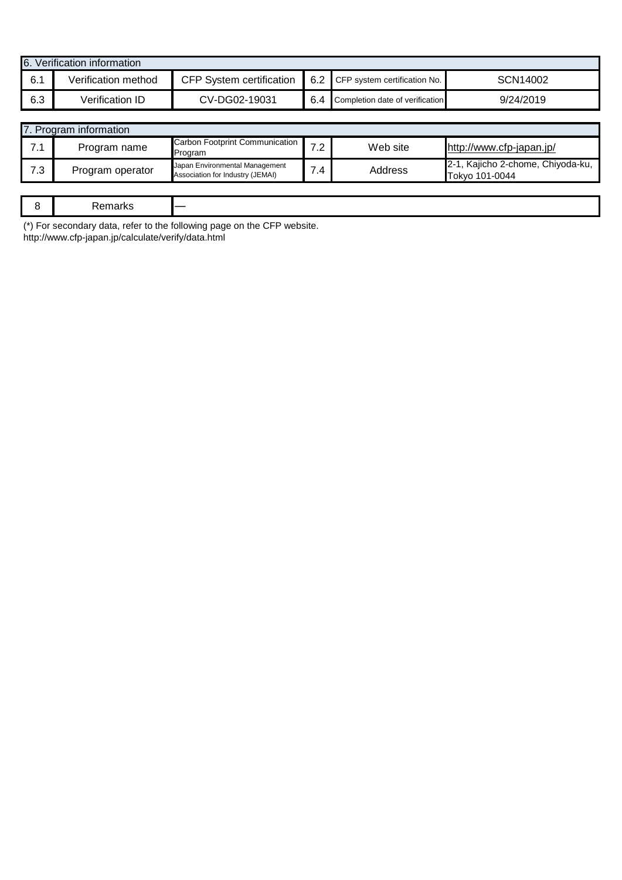| 6. Verification information | | | | | |
|---|---|---|---|---|---|
| 6.1 | Verification method | CFP System certification | 6.2 | CFP system certification No. | SCN14002 |
| 6.3 | Verification ID | CV-DG02-19031 | 6.4 | Completion date of verification | 9/24/2019 |

| 7. Program information | | | | | |
|---|---|---|---|---|---|
| 7.1 | Program name | Carbon Footprint Communication Program | 7.2 | Web site | http://www.cfp-japan.jp/ |
| 7.3 | Program operator | Japan Environmental Management Association for Industry (JEMAI) | 7.4 | Address | 2-1, Kajicho 2-chome, Chiyoda-ku, Tokyo 101-0044 |

| | | |
|---|---|---|
| 8 | Remarks | — |

(*) For secondary data, refer to the following page on the CFP website.
http://www.cfp-japan.jp/calculate/verify/data.html